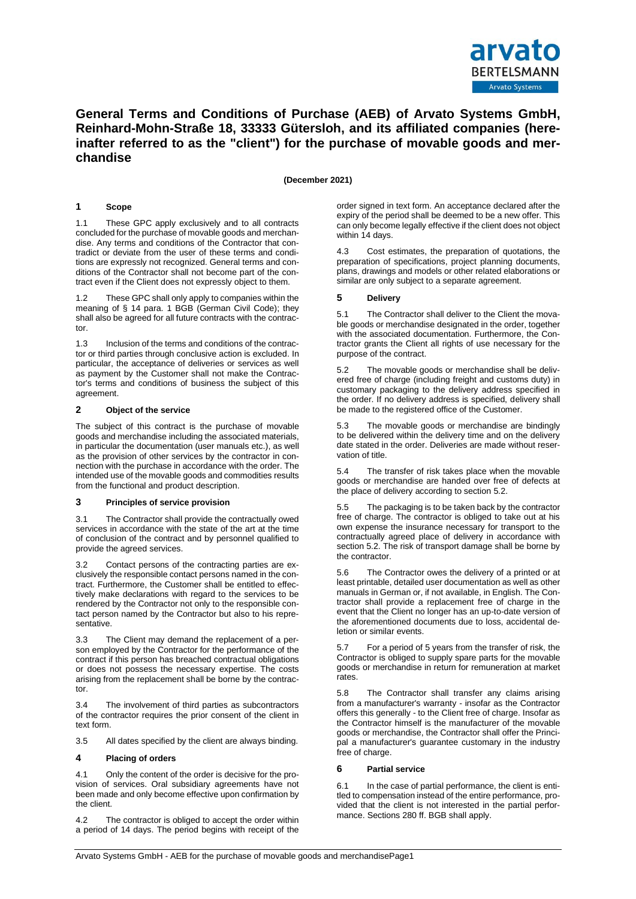# General Terms and Conditions of Purchase (AEB) of Arvato Systems GmbH, Reinhard-Mohn-Straße 18, 33333 Gütersloh, and its affiliated companies (hereinafter referred to as the "client") for the purchase of movable goods and merchandise

**(December 2021)**

## 1 Scope

1.1 These GPC apply exclusively and to all contracts concluded for the purchase of movable goods and merchandise. Any terms and conditions of the Contractor that contradict or deviate from the user of these terms and conditions are expressly not recognized. General terms and conditions of the Contractor shall not become part of the contract even if the Client does not expressly object to them.

1.2 These GPC shall only apply to companies within the meaning of § 14 para. 1 BGB (German Civil Code); they shall also be agreed for all future contracts with the contractor.

1.3 Inclusion of the terms and conditions of the contractor or third parties through conclusive action is excluded. In particular, the acceptance of deliveries or services as well as payment by the Customer shall not make the Contractor's terms and conditions of business the subject of this agreement.

## 2 Object of the service

The subject of this contract is the purchase of movable goods and merchandise including the associated materials, in particular the documentation (user manuals etc.), as well as the provision of other services by the contractor in connection with the purchase in accordance with the order. The intended use of the movable goods and commodities results from the functional and product description.

## 3 Principles of service provision

3.1 The Contractor shall provide the contractually owed services in accordance with the state of the art at the time of conclusion of the contract and by personnel qualified to provide the agreed services.

3.2 Contact persons of the contracting parties are exclusively the responsible contact persons named in the contract. Furthermore, the Customer shall be entitled to effectively make declarations with regard to the services to be rendered by the Contractor not only to the responsible contact person named by the Contractor but also to his representative.

3.3 The Client may demand the replacement of a person employed by the Contractor for the performance of the contract if this person has breached contractual obligations or does not possess the necessary expertise. The costs arising from the replacement shall be borne by the contractor.

3.4 The involvement of third parties as subcontractors of the contractor requires the prior consent of the client in text form.

3.5 All dates specified by the client are always binding.

## 4 Placing of orders

4.1 Only the content of the order is decisive for the provision of services. Oral subsidiary agreements have not been made and only become effective upon confirmation by the client.

4.2 The contractor is obliged to accept the order within a period of 14 days. The period begins with receipt of the order signed in text form. An acceptance declared after the expiry of the period shall be deemed to be a new offer. This can only become legally effective if the client does not object within 14 days.

4.3 Cost estimates, the preparation of quotations, the preparation of specifications, project planning documents, plans, drawings and models or other related elaborations or similar are only subject to a separate agreement.

## 5 Delivery

5.1 The Contractor shall deliver to the Client the movable goods or merchandise designated in the order, together with the associated documentation. Furthermore, the Contractor grants the Client all rights of use necessary for the purpose of the contract.

5.2 The movable goods or merchandise shall be delivered free of charge (including freight and customs duty) in customary packaging to the delivery address specified in the order. If no delivery address is specified, delivery shall be made to the registered office of the Customer.

5.3 The movable goods or merchandise are bindingly to be delivered within the delivery time and on the delivery date stated in the order. Deliveries are made without reservation of title.

5.4 The transfer of risk takes place when the movable goods or merchandise are handed over free of defects at the place of delivery according to section 5.2.

5.5 The packaging is to be taken back by the contractor free of charge. The contractor is obliged to take out at his own expense the insurance necessary for transport to the contractually agreed place of delivery in accordance with section 5.2. The risk of transport damage shall be borne by the contractor.

5.6 The Contractor owes the delivery of a printed or at least printable, detailed user documentation as well as other manuals in German or, if not available, in English. The Contractor shall provide a replacement free of charge in the event that the Client no longer has an up-to-date version of the aforementioned documents due to loss, accidental deletion or similar events.

5.7 For a period of 5 years from the transfer of risk, the Contractor is obliged to supply spare parts for the movable goods or merchandise in return for remuneration at market rates.

5.8 The Contractor shall transfer any claims arising from a manufacturer's warranty - insofar as the Contractor offers this generally - to the Client free of charge. Insofar as the Contractor himself is the manufacturer of the movable goods or merchandise, the Contractor shall offer the Principal a manufacturer's guarantee customary in the industry free of charge.

## 6 Partial service

6.1 In the case of partial performance, the client is entitled to compensation instead of the entire performance, provided that the client is not interested in the partial performance. Sections 280 ff. BGB shall apply.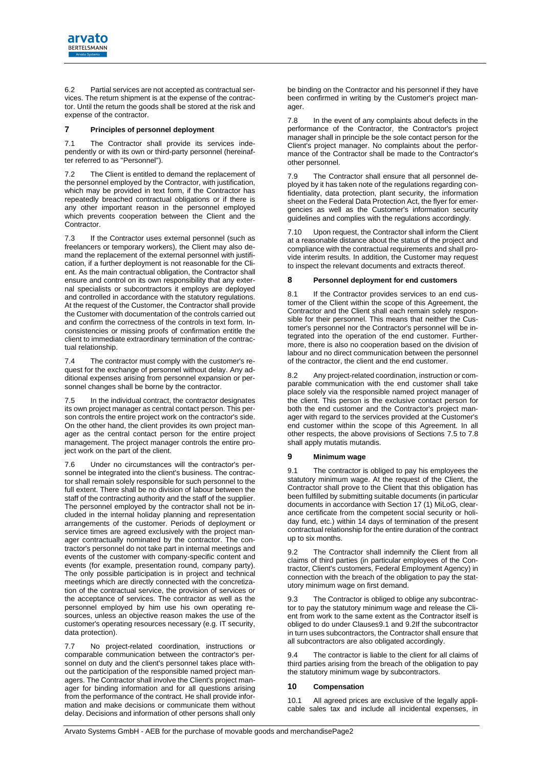6.2 Partial services are not accepted as contractual services. The return shipment is at the expense of the contractor. Until the return the goods shall be stored at the risk and expense of the contractor.

## 7 Principles of personnel deployment

7.1 The Contractor shall provide its services independently or with its own or third-party personnel (hereinafter referred to as "Personnel").

7.2 The Client is entitled to demand the replacement of the personnel employed by the Contractor, with justification, which may be provided in text form, if the Contractor has repeatedly breached contractual obligations or if there is any other important reason in the personnel employed which prevents cooperation between the Client and the Contractor.

7.3 If the Contractor uses external personnel (such as freelancers or temporary workers), the Client may also demand the replacement of the external personnel with justification, if a further deployment is not reasonable for the Client. As the main contractual obligation, the Contractor shall ensure and control on its own responsibility that any external specialists or subcontractors it employs are deployed and controlled in accordance with the statutory regulations. At the request of the Customer, the Contractor shall provide the Customer with documentation of the controls carried out and confirm the correctness of the controls in text form. Inconsistencies or missing proofs of confirmation entitle the client to immediate extraordinary termination of the contractual relationship.

7.4 The contractor must comply with the customer's request for the exchange of personnel without delay. Any additional expenses arising from personnel expansion or personnel changes shall be borne by the contractor.

7.5 In the individual contract, the contractor designates its own project manager as central contact person. This person controls the entire project work on the contractor's side. On the other hand, the client provides its own project manager as the central contact person for the entire project management. The project manager controls the entire project work on the part of the client.

7.6 Under no circumstances will the contractor's personnel be integrated into the client's business. The contractor shall remain solely responsible for such personnel to the full extent. There shall be no division of labour between the staff of the contracting authority and the staff of the supplier. The personnel employed by the contractor shall not be included in the internal holiday planning and representation arrangements of the customer. Periods of deployment or service times are agreed exclusively with the project manager contractually nominated by the contractor. The contractor's personnel do not take part in internal meetings and events of the customer with company-specific content and events (for example, presentation round, company party). The only possible participation is in project and technical meetings which are directly connected with the concretization of the contractual service, the provision of services or the acceptance of services. The contractor as well as the personnel employed by him use his own operating resources, unless an objective reason makes the use of the customer's operating resources necessary (e.g. IT security, data protection).

7.7 No project-related coordination, instructions or comparable communication between the contractor's personnel on duty and the client's personnel takes place without the participation of the responsible named project managers. The Contractor shall involve the Client's project manager for binding information and for all questions arising from the performance of the contract. He shall provide information and make decisions or communicate them without delay. Decisions and information of other persons shall only be binding on the Contractor and his personnel if they have been confirmed in writing by the Customer's project manager.

7.8 In the event of any complaints about defects in the performance of the Contractor, the Contractor's project manager shall in principle be the sole contact person for the Client's project manager. No complaints about the performance of the Contractor shall be made to the Contractor's other personnel.

7.9 The Contractor shall ensure that all personnel deployed by it has taken note of the regulations regarding confidentiality, data protection, plant security, the information sheet on the Federal Data Protection Act, the flyer for emergencies as well as the Customer's information security guidelines and complies with the regulations accordingly.

7.10 Upon request, the Contractor shall inform the Client at a reasonable distance about the status of the project and compliance with the contractual requirements and shall provide interim results. In addition, the Customer may request to inspect the relevant documents and extracts thereof.

## 8 Personnel deployment for end customers

8.1 If the Contractor provides services to an end customer of the Client within the scope of this Agreement, the Contractor and the Client shall each remain solely responsible for their personnel. This means that neither the Customer's personnel nor the Contractor's personnel will be integrated into the operation of the end customer. Furthermore, there is also no cooperation based on the division of labour and no direct communication between the personnel of the contractor, the client and the end customer.

8.2 Any project-related coordination, instruction or comparable communication with the end customer shall take place solely via the responsible named project manager of the client. This person is the exclusive contact person for both the end customer and the Contractor's project manager with regard to the services provided at the Customer's end customer within the scope of this Agreement. In all other respects, the above provisions of Sections 7.5 to 7.8 shall apply mutatis mutandis.

## 9 Minimum wage

9.1 The contractor is obliged to pay his employees the statutory minimum wage. At the request of the Client, the Contractor shall prove to the Client that this obligation has been fulfilled by submitting suitable documents (in particular documents in accordance with Section 17 (1) MiLoG, clearance certificate from the competent social security or holiday fund, etc.) within 14 days of termination of the present contractual relationship for the entire duration of the contract up to six months.

9.2 The Contractor shall indemnify the Client from all claims of third parties (in particular employees of the Contractor, Client's customers, Federal Employment Agency) in connection with the breach of the obligation to pay the statutory minimum wage on first demand.

9.3 The Contractor is obliged to oblige any subcontractor to pay the statutory minimum wage and release the Client from work to the same extent as the Contractor itself is obliged to do under Clauses9.1 and 9.2If the subcontractor in turn uses subcontractors, the Contractor shall ensure that all subcontractors are also obligated accordingly.

9.4 The contractor is liable to the client for all claims of third parties arising from the breach of the obligation to pay the statutory minimum wage by subcontractors.

## 10 Compensation

10.1 All agreed prices are exclusive of the legally applicable sales tax and include all incidental expenses, in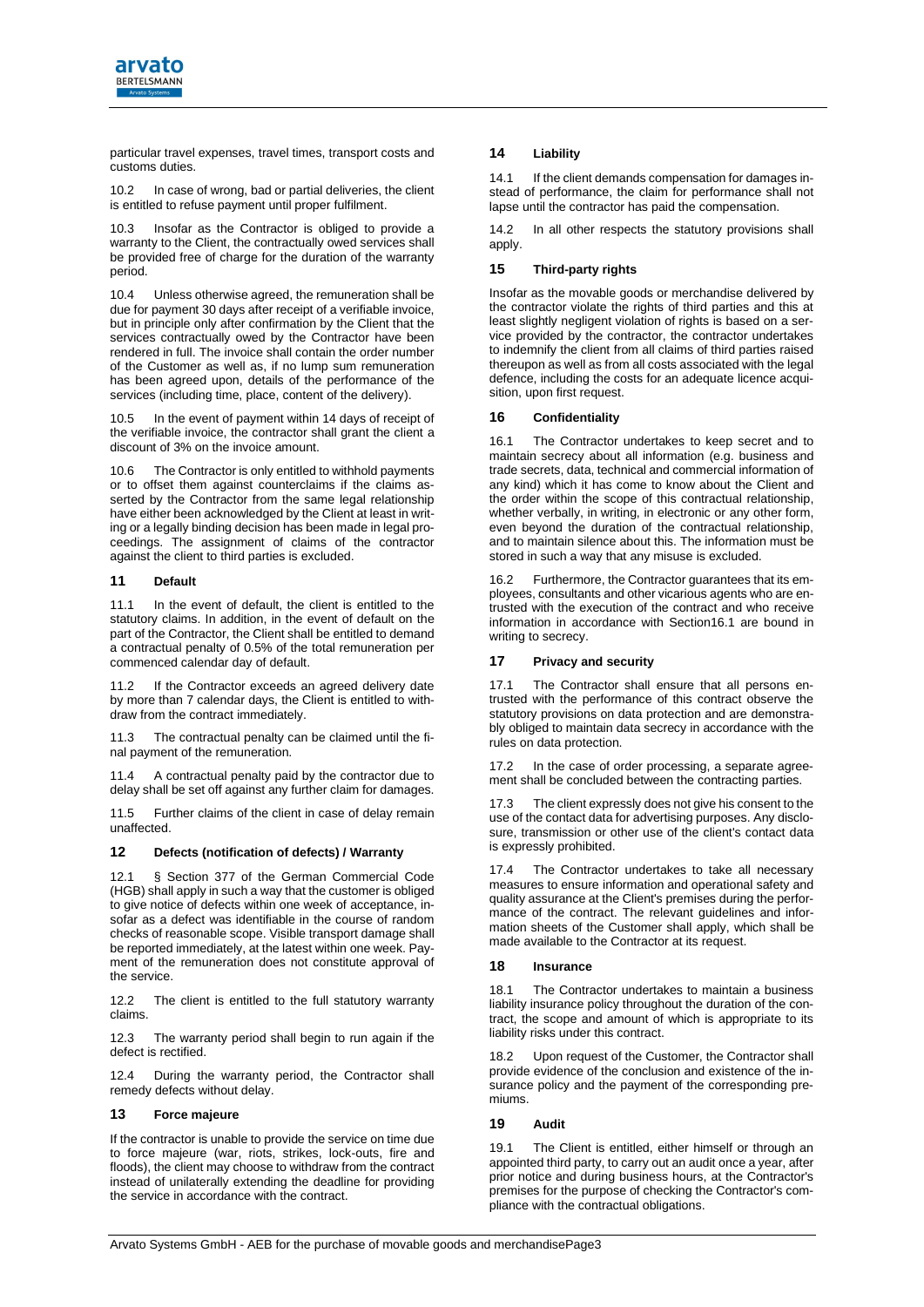particular travel expenses, travel times, transport costs and customs duties.

10.2 In case of wrong, bad or partial deliveries, the client is entitled to refuse payment until proper fulfilment.

10.3 Insofar as the Contractor is obliged to provide a warranty to the Client, the contractually owed services shall be provided free of charge for the duration of the warranty period.

10.4 Unless otherwise agreed, the remuneration shall be due for payment 30 days after receipt of a verifiable invoice, but in principle only after confirmation by the Client that the services contractually owed by the Contractor have been rendered in full. The invoice shall contain the order number of the Customer as well as, if no lump sum remuneration has been agreed upon, details of the performance of the services (including time, place, content of the delivery).

10.5 In the event of payment within 14 days of receipt of the verifiable invoice, the contractor shall grant the client a discount of 3% on the invoice amount.

10.6 The Contractor is only entitled to withhold payments or to offset them against counterclaims if the claims asserted by the Contractor from the same legal relationship have either been acknowledged by the Client at least in writing or a legally binding decision has been made in legal proceedings. The assignment of claims of the contractor against the client to third parties is excluded.

## 11 Default

11.1 In the event of default, the client is entitled to the statutory claims. In addition, in the event of default on the part of the Contractor, the Client shall be entitled to demand a contractual penalty of 0.5% of the total remuneration per commenced calendar day of default.

11.2 If the Contractor exceeds an agreed delivery date by more than 7 calendar days, the Client is entitled to withdraw from the contract immediately.

11.3 The contractual penalty can be claimed until the final payment of the remuneration.

11.4 A contractual penalty paid by the contractor due to delay shall be set off against any further claim for damages.

11.5 Further claims of the client in case of delay remain unaffected.

## 12 Defects (notification of defects) / Warranty

12.1 § Section 377 of the German Commercial Code (HGB) shall apply in such a way that the customer is obliged to give notice of defects within one week of acceptance, insofar as a defect was identifiable in the course of random checks of reasonable scope. Visible transport damage shall be reported immediately, at the latest within one week. Payment of the remuneration does not constitute approval of the service.

12.2 The client is entitled to the full statutory warranty claims.

12.3 The warranty period shall begin to run again if the defect is rectified.

12.4 During the warranty period, the Contractor shall remedy defects without delay.

## 13 Force majeure

If the contractor is unable to provide the service on time due to force majeure (war, riots, strikes, lock-outs, fire and floods), the client may choose to withdraw from the contract instead of unilaterally extending the deadline for providing the service in accordance with the contract.

## 14 Liability

14.1 If the client demands compensation for damages instead of performance, the claim for performance shall not lapse until the contractor has paid the compensation.

14.2 In all other respects the statutory provisions shall apply.

## 15 Third-party rights

Insofar as the movable goods or merchandise delivered by the contractor violate the rights of third parties and this at least slightly negligent violation of rights is based on a service provided by the contractor, the contractor undertakes to indemnify the client from all claims of third parties raised thereupon as well as from all costs associated with the legal defence, including the costs for an adequate licence acquisition, upon first request.

## 16 Confidentiality

16.1 The Contractor undertakes to keep secret and to maintain secrecy about all information (e.g. business and trade secrets, data, technical and commercial information of any kind) which it has come to know about the Client and the order within the scope of this contractual relationship, whether verbally, in writing, in electronic or any other form, even beyond the duration of the contractual relationship, and to maintain silence about this. The information must be stored in such a way that any misuse is excluded.

16.2 Furthermore, the Contractor guarantees that its employees, consultants and other vicarious agents who are entrusted with the execution of the contract and who receive information in accordance with Section16.1 are bound in writing to secrecy.

## 17 Privacy and security

17.1 The Contractor shall ensure that all persons entrusted with the performance of this contract observe the statutory provisions on data protection and are demonstrably obliged to maintain data secrecy in accordance with the rules on data protection.

17.2 In the case of order processing, a separate agreement shall be concluded between the contracting parties.

17.3 The client expressly does not give his consent to the use of the contact data for advertising purposes. Any disclosure, transmission or other use of the client's contact data is expressly prohibited.

17.4 The Contractor undertakes to take all necessary measures to ensure information and operational safety and quality assurance at the Client's premises during the performance of the contract. The relevant guidelines and information sheets of the Customer shall apply, which shall be made available to the Contractor at its request.

## 18 Insurance

18.1 The Contractor undertakes to maintain a business liability insurance policy throughout the duration of the contract, the scope and amount of which is appropriate to its liability risks under this contract.

18.2 Upon request of the Customer, the Contractor shall provide evidence of the conclusion and existence of the insurance policy and the payment of the corresponding premiums.

## 19 Audit

19.1 The Client is entitled, either himself or through an appointed third party, to carry out an audit once a year, after prior notice and during business hours, at the Contractor's premises for the purpose of checking the Contractor's compliance with the contractual obligations.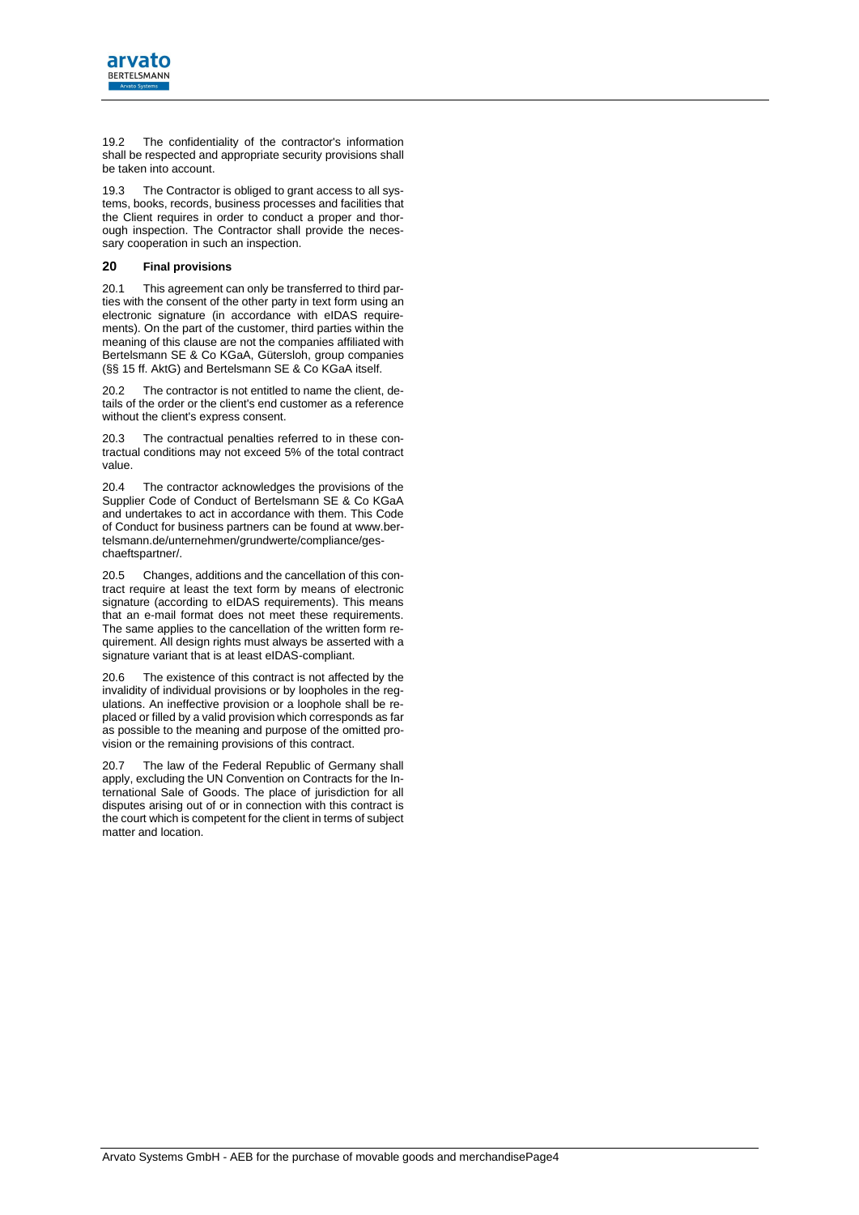19.2 The confidentiality of the contractor's information shall be respected and appropriate security provisions shall be taken into account.

19.3 The Contractor is obliged to grant access to all systems, books, records, business processes and facilities that the Client requires in order to conduct a proper and thorough inspection. The Contractor shall provide the necessary cooperation in such an inspection.

## 20 Final provisions

20.1 This agreement can only be transferred to third parties with the consent of the other party in text form using an electronic signature (in accordance with eIDAS requirements). On the part of the customer, third parties within the meaning of this clause are not the companies affiliated with Bertelsmann SE & Co KGaA, Gütersloh, group companies (§§ 15 ff. AktG) and Bertelsmann SE & Co KGaA itself.

20.2 The contractor is not entitled to name the client, details of the order or the client's end customer as a reference without the client's express consent.

20.3 The contractual penalties referred to in these contractual conditions may not exceed 5% of the total contract value.

20.4 The contractor acknowledges the provisions of the Supplier Code of Conduct of Bertelsmann SE & Co KGaA and undertakes to act in accordance with them. This Code of Conduct for business partners can be found at www.bertelsmann.de/unternehmen/grundwerte/compliance/geschaeftspartner/.

20.5 Changes, additions and the cancellation of this contract require at least the text form by means of electronic signature (according to eIDAS requirements). This means that an e-mail format does not meet these requirements. The same applies to the cancellation of the written form requirement. All design rights must always be asserted with a signature variant that is at least eIDAS-compliant.

20.6 The existence of this contract is not affected by the invalidity of individual provisions or by loopholes in the regulations. An ineffective provision or a loophole shall be replaced or filled by a valid provision which corresponds as far as possible to the meaning and purpose of the omitted provision or the remaining provisions of this contract.

20.7 The law of the Federal Republic of Germany shall apply, excluding the UN Convention on Contracts for the International Sale of Goods. The place of jurisdiction for all disputes arising out of or in connection with this contract is the court which is competent for the client in terms of subject matter and location.